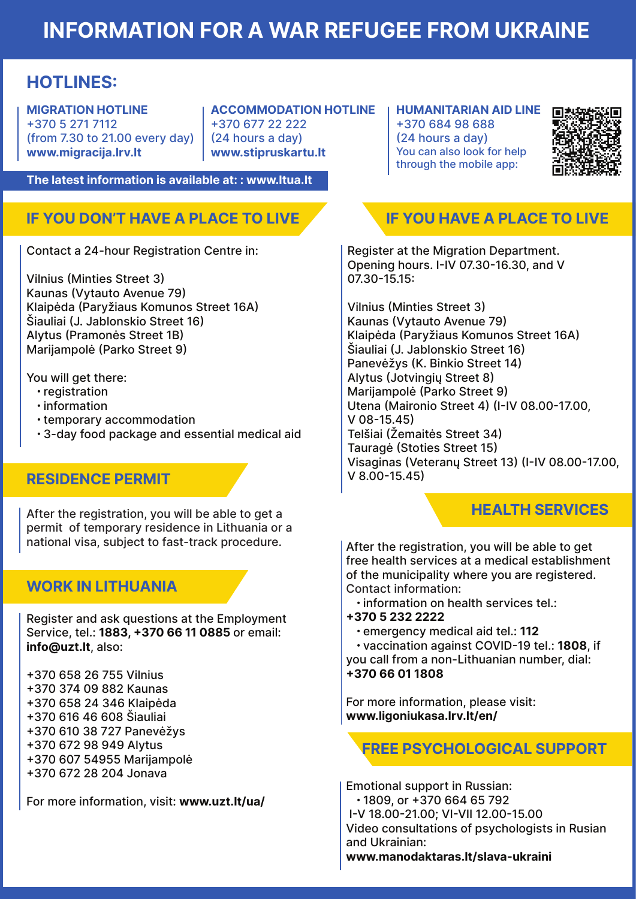# INFORMATION FOR A WAR REFUGEE FROM UKRAINE

## HOTLINES:

**MIGRATION HOTLINE**
+370 5 271 7112
(from 7.30 to 21.00 every day)
**www.migracija.lrv.lt**

**ACCOMMODATION HOTLINE**
+370 677 22 222
(24 hours a day)
**www.stipruskartu.lt**

**HUMANITARIAN AID LINE**
+370 684 98 688
(24 hours a day)
You can also look for help through the mobile app:

**The latest information is available at: : www.ltua.lt**

## IF YOU DON'T HAVE A PLACE TO LIVE

Contact a 24-hour Registration Centre in:

Vilnius (Minties Street 3)
Kaunas (Vytauto Avenue 79)
Klaipėda (Paryžiaus Komunos Street 16A)
Šiauliai (J. Jablonskio Street 16)
Alytus (Pramonės Street 1B)
Marijampolė (Parko Street 9)

You will get there:

- registration
- information
- temporary accommodation
- 3-day food package and essential medical aid

## RESIDENCE PERMIT

After the registration, you will be able to get a permit of temporary residence in Lithuania or a national visa, subject to fast-track procedure.

## WORK IN LITHUANIA

Register and ask questions at the Employment Service, tel.: **1883**, **+370 66 11 0885** or email: **info@uzt.lt**, also:

+370 658 26 755 Vilnius
+370 374 09 882 Kaunas
+370 658 24 346 Klaipėda
+370 616 46 608 Šiauliai
+370 610 38 727 Panevėžys
+370 672 98 949 Alytus
+370 607 54955 Marijampolė
+370 672 28 204 Jonava

For more information, visit: **www.uzt.lt/ua/**

## IF YOU HAVE A PLACE TO LIVE

Register at the Migration Department. Opening hours. I-IV 07.30-16.30, and V 07.30-15.15:

Vilnius (Minties Street 3)
Kaunas (Vytauto Avenue 79)
Klaipėda (Paryžiaus Komunos Street 16A)
Šiauliai (J. Jablonskio Street 16)
Panevėžys (K. Binkio Street 14)
Alytus (Jotvingių Street 8)
Marijampolė (Parko Street 9)
Utena (Maironio Street 4) (I-IV 08.00-17.00, V 08-15.45)
Telšiai (Žemaitės Street 34)
Tauragė (Stoties Street 15)
Visaginas (Veteranų Street 13) (I-IV 08.00-17.00, V 8.00-15.45)

## HEALTH SERVICES

After the registration, you will be able to get free health services at a medical establishment of the municipality where you are registered. Contact information:

- information on health services tel.: **+370 5 232 2222**
- emergency medical aid tel.: **112**
- vaccination against COVID-19 tel.: **1808**, if you call from a non-Lithuanian number, dial: **+370 66 01 1808**

For more information, please visit: **www.ligoniukasa.lrv.lt/en/**

## FREE PSYCHOLOGICAL SUPPORT

Emotional support in Russian:

- 1809, or +370 664 65 792

I-V 18.00-21.00; VI-VII 12.00-15.00

Video consultations of psychologists in Rusian and Ukrainian:
**www.manodaktaras.lt/slava-ukraini**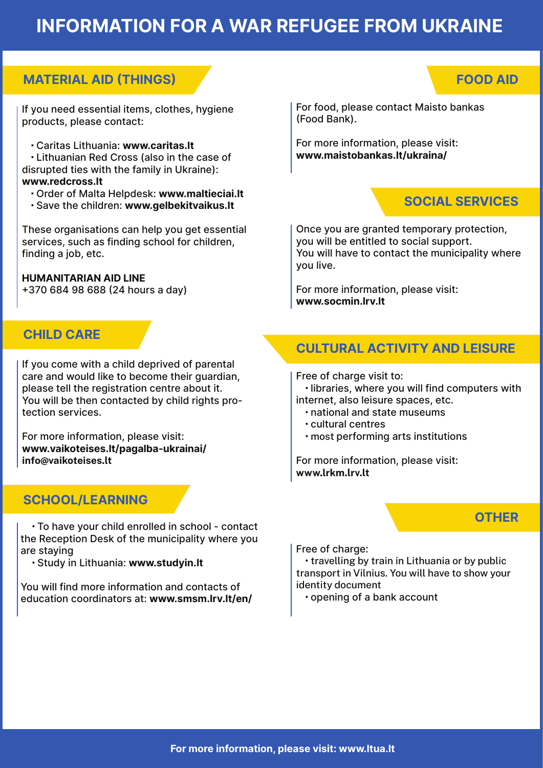# INFORMATION FOR A WAR REFUGEE FROM UKRAINE

## MATERIAL AID (THINGS)

If you need essential items, clothes, hygiene products, please contact:

- Caritas Lithuania: **www.caritas.lt**
- Lithuanian Red Cross (also in the case of disrupted ties with the family in Ukraine): **www.redcross.lt**
- Order of Malta Helpdesk: **www.maltieciai.lt**
- Save the children: **www.gelbekitvaikus.lt**

These organisations can help you get essential services, such as finding school for children, finding a job, etc.

**HUMANITARIAN AID LINE**
+370 684 98 688 (24 hours a day)

## CHILD CARE

If you come with a child deprived of parental care and would like to become their guardian, please tell the registration centre about it. You will be then contacted by child rights protection services.

For more information, please visit:
**www.vaikoteises.lt/pagalba-ukrainai/**
**info@vaikoteises.lt**

## SCHOOL/LEARNING

- To have your child enrolled in school - contact the Reception Desk of the municipality where you are staying
- Study in Lithuania: **www.studyin.lt**

You will find more information and contacts of education coordinators at: **www.smsm.lrv.lt/en/**

## FOOD AID

For food, please contact Maisto bankas (Food Bank).

For more information, please visit:
**www.maistobankas.lt/ukraina/**

## SOCIAL SERVICES

Once you are granted temporary protection, you will be entitled to social support.
You will have to contact the municipality where you live.

For more information, please visit:
**www.socmin.lrv.lt**

## CULTURAL ACTIVITY AND LEISURE

Free of charge visit to:

- libraries, where you will find computers with internet, also leisure spaces, etc.
- national and state museums
- cultural centres
- most performing arts institutions

For more information, please visit:
**www.lrkm.lrv.lt**

## OTHER

Free of charge:

- travelling by train in Lithuania or by public transport in Vilnius. You will have to show your identity document
- opening of a bank account

**For more information, please visit: www.ltua.lt**